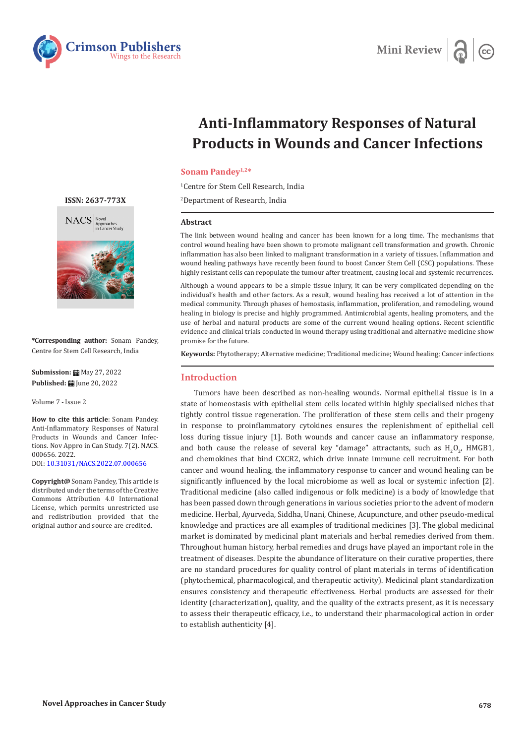Mini Review

# Anti-Inflammatory Responses of Natural Products in Wounds and Cancer Infections

**Sonam Pandey**[1,2]*

[1]Centre for Stem Cell Research, India

[2]Department of Research, India

**ISSN: 2637-773X**

**\*Corresponding author:** Sonam Pandey, Centre for Stem Cell Research, India

**Submission:** May 27, 2022
**Published:** June 20, 2022

Volume 7 - Issue 2

**How to cite this article**: Sonam Pandey. Anti-Inflammatory Responses of Natural Products in Wounds and Cancer Infections. Nov Appro in Can Study. 7(2). NACS. 000656. 2022.
DOI: 10.31031/NACS.2022.07.000656

**Copyright@** Sonam Pandey, This article is distributed under the terms of the Creative Commons Attribution 4.0 International License, which permits unrestricted use and redistribution provided that the original author and source are credited.

## Abstract

The link between wound healing and cancer has been known for a long time. The mechanisms that control wound healing have been shown to promote malignant cell transformation and growth. Chronic inflammation has also been linked to malignant transformation in a variety of tissues. Inflammation and wound healing pathways have recently been found to boost Cancer Stem Cell (CSC) populations. These highly resistant cells can repopulate the tumour after treatment, causing local and systemic recurrences.

Although a wound appears to be a simple tissue injury, it can be very complicated depending on the individual's health and other factors. As a result, wound healing has received a lot of attention in the medical community. Through phases of hemostasis, inflammation, proliferation, and remodeling, wound healing in biology is precise and highly programmed. Antimicrobial agents, healing promoters, and the use of herbal and natural products are some of the current wound healing options. Recent scientific evidence and clinical trials conducted in wound therapy using traditional and alternative medicine show promise for the future.

**Keywords:** Phytotherapy; Alternative medicine; Traditional medicine; Wound healing; Cancer infections

## Introduction

Tumors have been described as non-healing wounds. Normal epithelial tissue is in a state of homeostasis with epithelial stem cells located within highly specialised niches that tightly control tissue regeneration. The proliferation of these stem cells and their progeny in response to proinflammatory cytokines ensures the replenishment of epithelial cell loss during tissue injury [1]. Both wounds and cancer cause an inflammatory response, and both cause the release of several key "damage" attractants, such as $H_2O_2$, HMGB1, and chemokines that bind CXCR2, which drive innate immune cell recruitment. For both cancer and wound healing, the inflammatory response to cancer and wound healing can be significantly influenced by the local microbiome as well as local or systemic infection [2]. Traditional medicine (also called indigenous or folk medicine) is a body of knowledge that has been passed down through generations in various societies prior to the advent of modern medicine. Herbal, Ayurveda, Siddha, Unani, Chinese, Acupuncture, and other pseudo-medical knowledge and practices are all examples of traditional medicines [3]. The global medicinal market is dominated by medicinal plant materials and herbal remedies derived from them. Throughout human history, herbal remedies and drugs have played an important role in the treatment of diseases. Despite the abundance of literature on their curative properties, there are no standard procedures for quality control of plant materials in terms of identification (phytochemical, pharmacological, and therapeutic activity). Medicinal plant standardization ensures consistency and therapeutic effectiveness. Herbal products are assessed for their identity (characterization), quality, and the quality of the extracts present, as it is necessary to assess their therapeutic efficacy, i.e., to understand their pharmacological action in order to establish authenticity [4].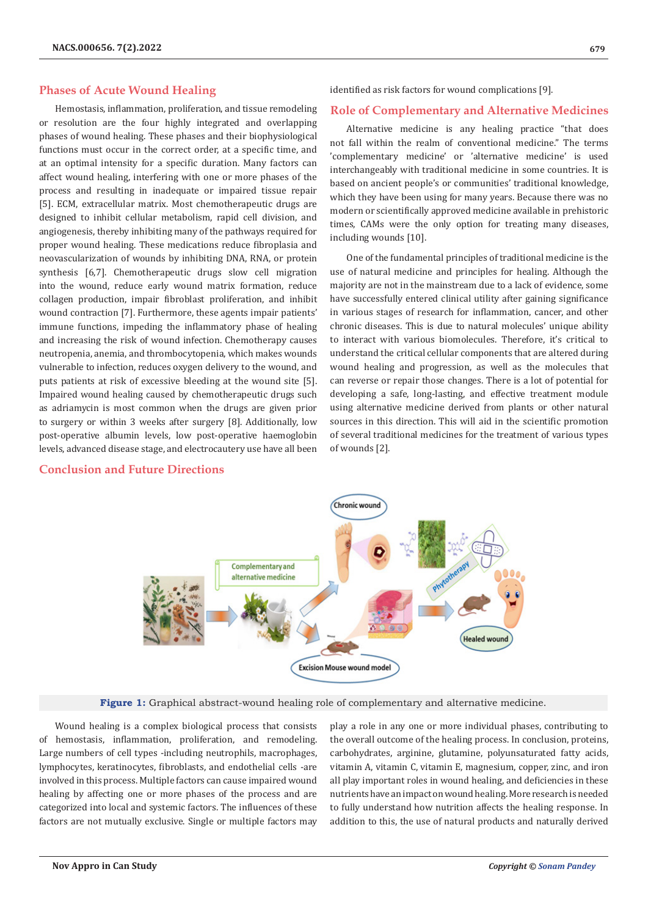## Phases of Acute Wound Healing

Hemostasis, inflammation, proliferation, and tissue remodeling or resolution are the four highly integrated and overlapping phases of wound healing. These phases and their biophysiological functions must occur in the correct order, at a specific time, and at an optimal intensity for a specific duration. Many factors can affect wound healing, interfering with one or more phases of the process and resulting in inadequate or impaired tissue repair [5]. ECM, extracellular matrix. Most chemotherapeutic drugs are designed to inhibit cellular metabolism, rapid cell division, and angiogenesis, thereby inhibiting many of the pathways required for proper wound healing. These medications reduce fibroplasia and neovascularization of wounds by inhibiting DNA, RNA, or protein synthesis [6,7]. Chemotherapeutic drugs slow cell migration into the wound, reduce early wound matrix formation, reduce collagen production, impair fibroblast proliferation, and inhibit wound contraction [7]. Furthermore, these agents impair patients' immune functions, impeding the inflammatory phase of healing and increasing the risk of wound infection. Chemotherapy causes neutropenia, anemia, and thrombocytopenia, which makes wounds vulnerable to infection, reduces oxygen delivery to the wound, and puts patients at risk of excessive bleeding at the wound site [5]. Impaired wound healing caused by chemotherapeutic drugs such as adriamycin is most common when the drugs are given prior to surgery or within 3 weeks after surgery [8]. Additionally, low post-operative albumin levels, low post-operative haemoglobin levels, advanced disease stage, and electrocautery use have all been identified as risk factors for wound complications [9].

## Role of Complementary and Alternative Medicines

Alternative medicine is any healing practice "that does not fall within the realm of conventional medicine." The terms 'complementary medicine' or 'alternative medicine' is used interchangeably with traditional medicine in some countries. It is based on ancient people's or communities' traditional knowledge, which they have been using for many years. Because there was no modern or scientifically approved medicine available in prehistoric times, CAMs were the only option for treating many diseases, including wounds [10].

One of the fundamental principles of traditional medicine is the use of natural medicine and principles for healing. Although the majority are not in the mainstream due to a lack of evidence, some have successfully entered clinical utility after gaining significance in various stages of research for inflammation, cancer, and other chronic diseases. This is due to natural molecules' unique ability to interact with various biomolecules. Therefore, it's critical to understand the critical cellular components that are altered during wound healing and progression, as well as the molecules that can reverse or repair those changes. There is a lot of potential for developing a safe, long-lasting, and effective treatment module using alternative medicine derived from plants or other natural sources in this direction. This will aid in the scientific promotion of several traditional medicines for the treatment of various types of wounds [2].

## Conclusion and Future Directions

**Figure 1:** Graphical abstract-wound healing role of complementary and alternative medicine.

Wound healing is a complex biological process that consists of hemostasis, inflammation, proliferation, and remodeling. Large numbers of cell types -including neutrophils, macrophages, lymphocytes, keratinocytes, fibroblasts, and endothelial cells -are involved in this process. Multiple factors can cause impaired wound healing by affecting one or more phases of the process and are categorized into local and systemic factors. The influences of these factors are not mutually exclusive. Single or multiple factors may play a role in any one or more individual phases, contributing to the overall outcome of the healing process. In conclusion, proteins, carbohydrates, arginine, glutamine, polyunsaturated fatty acids, vitamin A, vitamin C, vitamin E, magnesium, copper, zinc, and iron all play important roles in wound healing, and deficiencies in these nutrients have an impact on wound healing. More research is needed to fully understand how nutrition affects the healing response. In addition to this, the use of natural products and naturally derived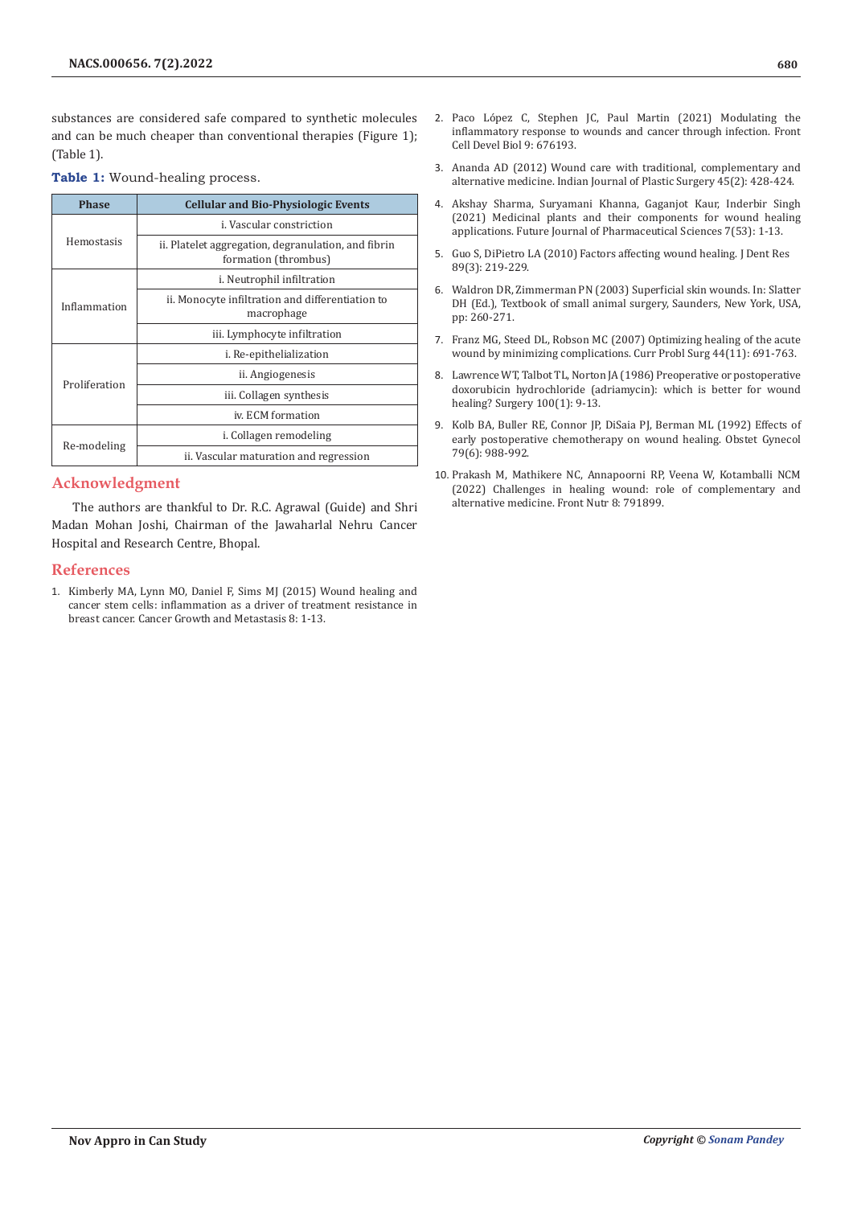substances are considered safe compared to synthetic molecules and can be much cheaper than conventional therapies (Figure 1); (Table 1).

**Table 1:** Wound-healing process.

| Phase | Cellular and Bio-Physiologic Events |
|---|---|
| Hemostasis | i. Vascular constriction |
| | ii. Platelet aggregation, degranulation, and fibrin formation (thrombus) |
| Inflammation | i. Neutrophil infiltration |
| | ii. Monocyte infiltration and differentiation to macrophage |
| | iii. Lymphocyte infiltration |
| Proliferation | i. Re-epithelialization |
| | ii. Angiogenesis |
| | iii. Collagen synthesis |
| | iv. ECM formation |
| Re-modeling | i. Collagen remodeling |
| | ii. Vascular maturation and regression |

## Acknowledgment

The authors are thankful to Dr. R.C. Agrawal (Guide) and Shri Madan Mohan Joshi, Chairman of the Jawaharlal Nehru Cancer Hospital and Research Centre, Bhopal.

## References

1. Kimberly MA, Lynn MO, Daniel F, Sims MJ (2015) Wound healing and cancer stem cells: inflammation as a driver of treatment resistance in breast cancer. Cancer Growth and Metastasis 8: 1-13.
2. Paco López C, Stephen JC, Paul Martin (2021) Modulating the inflammatory response to wounds and cancer through infection. Front Cell Devel Biol 9: 676193.
3. Ananda AD (2012) Wound care with traditional, complementary and alternative medicine. Indian Journal of Plastic Surgery 45(2): 428-424.
4. Akshay Sharma, Suryamani Khanna, Gaganjot Kaur, Inderbir Singh (2021) Medicinal plants and their components for wound healing applications. Future Journal of Pharmaceutical Sciences 7(53): 1-13.
5. Guo S, DiPietro LA (2010) Factors affecting wound healing. J Dent Res 89(3): 219-229.
6. Waldron DR, Zimmerman PN (2003) Superficial skin wounds. In: Slatter DH (Ed.), Textbook of small animal surgery, Saunders, New York, USA, pp: 260-271.
7. Franz MG, Steed DL, Robson MC (2007) Optimizing healing of the acute wound by minimizing complications. Curr Probl Surg 44(11): 691-763.
8. Lawrence WT, Talbot TL, Norton JA (1986) Preoperative or postoperative doxorubicin hydrochloride (adriamycin): which is better for wound healing? Surgery 100(1): 9-13.
9. Kolb BA, Buller RE, Connor JP, DiSaia PJ, Berman ML (1992) Effects of early postoperative chemotherapy on wound healing. Obstet Gynecol 79(6): 988-992.
10. Prakash M, Mathikere NC, Annapoorni RP, Veena W, Kotamballi NCM (2022) Challenges in healing wound: role of complementary and alternative medicine. Front Nutr 8: 791899.